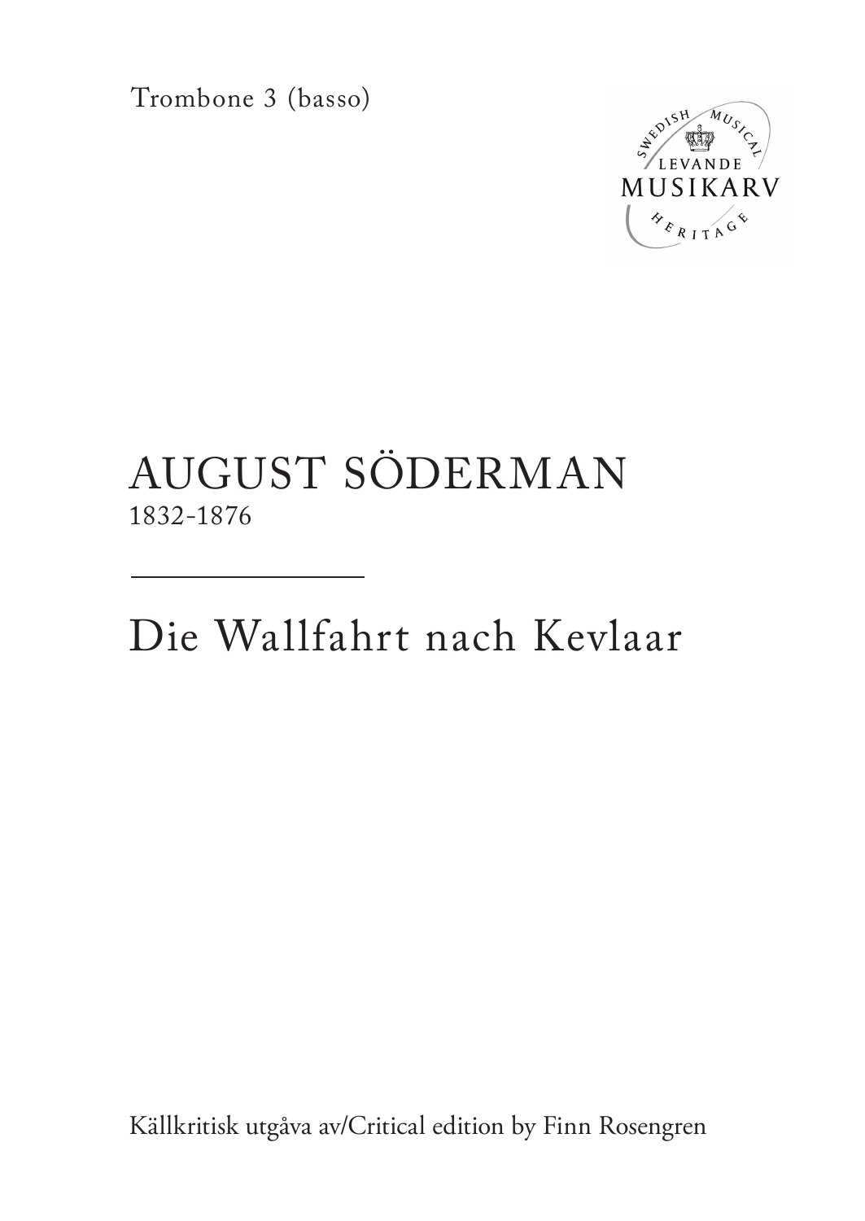Trombone 3 (basso)

SWEDISH MUSICAL
LEVANDE
MUSIKARV
HERITAGE

# AUGUST SÖDERMAN

1832-1876

## Die Wallfahrt nach Kevlaar

Källkritisk utgåva av/Critical edition by Finn Rosengren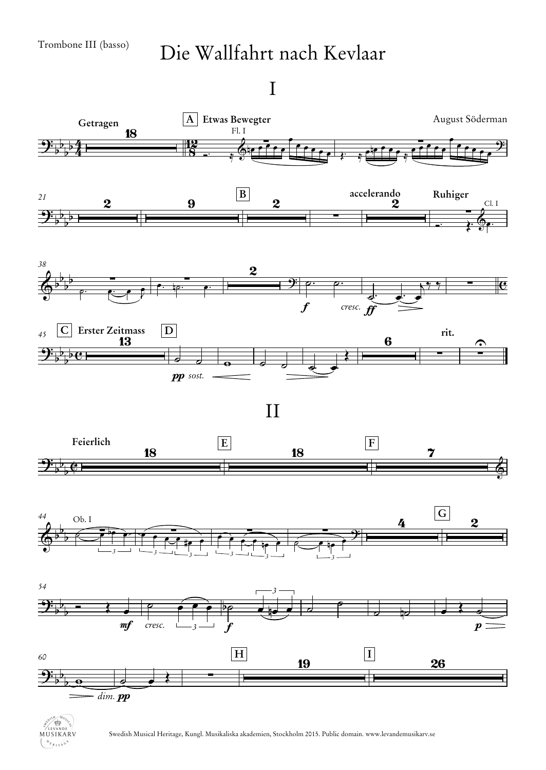Trombone III (basso)

# Die Wallfahrt nach Kevlaar

## I

August Söderman

Getragen

A Etwas Bewegter

Fl. I

B

accelerando

Ruhiger

Cl. I

C Erster Zeitmass

D

*pp sost.*

rit.

## II

Feierlich

E

F

Ob. I

G

*mf* *cresc.* *f* *p*

*dim.* *pp*

H

I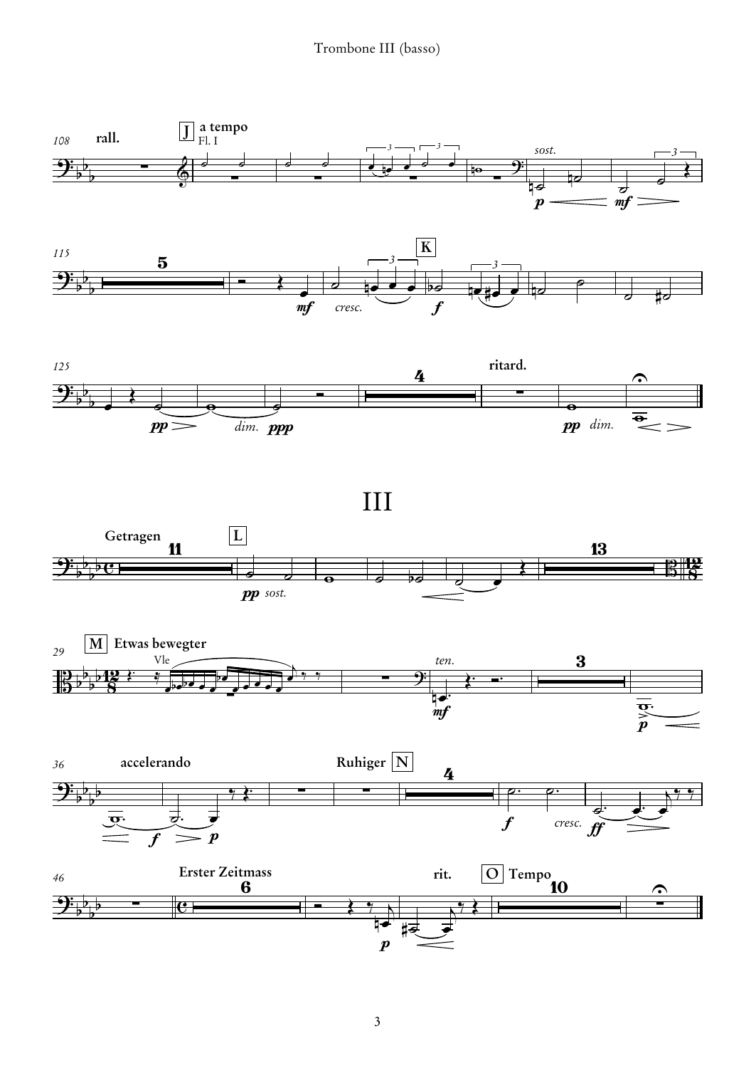Trombone III (basso)

# III